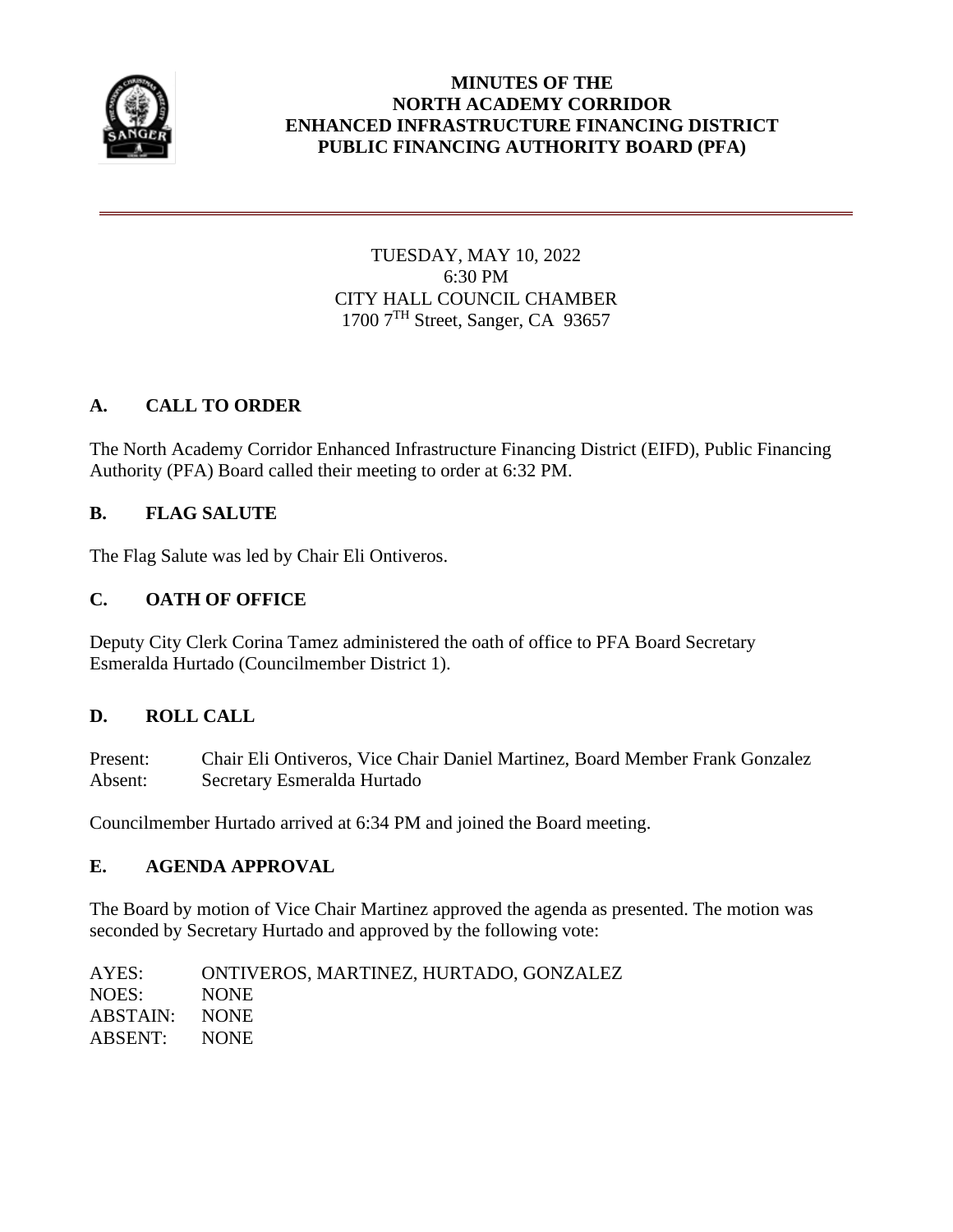# MINUTES OF THE
# NORTH ACADEMY CORRIDOR
# ENHANCED INFRASTRUCTURE FINANCING DISTRICT
# PUBLIC FINANCING AUTHORITY BOARD (PFA)

---

TUESDAY, MAY 10, 2022
6:30 PM
CITY HALL COUNCIL CHAMBER
1700 7$^{TH}$ Street, Sanger, CA 93657

## A. CALL TO ORDER

The North Academy Corridor Enhanced Infrastructure Financing District (EIFD), Public Financing Authority (PFA) Board called their meeting to order at 6:32 PM.

## B. FLAG SALUTE

The Flag Salute was led by Chair Eli Ontiveros.

## C. OATH OF OFFICE

Deputy City Clerk Corina Tamez administered the oath of office to PFA Board Secretary Esmeralda Hurtado (Councilmember District 1).

## D. ROLL CALL

Present: Chair Eli Ontiveros, Vice Chair Daniel Martinez, Board Member Frank Gonzalez
Absent: Secretary Esmeralda Hurtado

Councilmember Hurtado arrived at 6:34 PM and joined the Board meeting.

## E. AGENDA APPROVAL

The Board by motion of Vice Chair Martinez approved the agenda as presented. The motion was seconded by Secretary Hurtado and approved by the following vote:

AYES: ONTIVEROS, MARTINEZ, HURTADO, GONZALEZ
NOES: NONE
ABSTAIN: NONE
ABSENT: NONE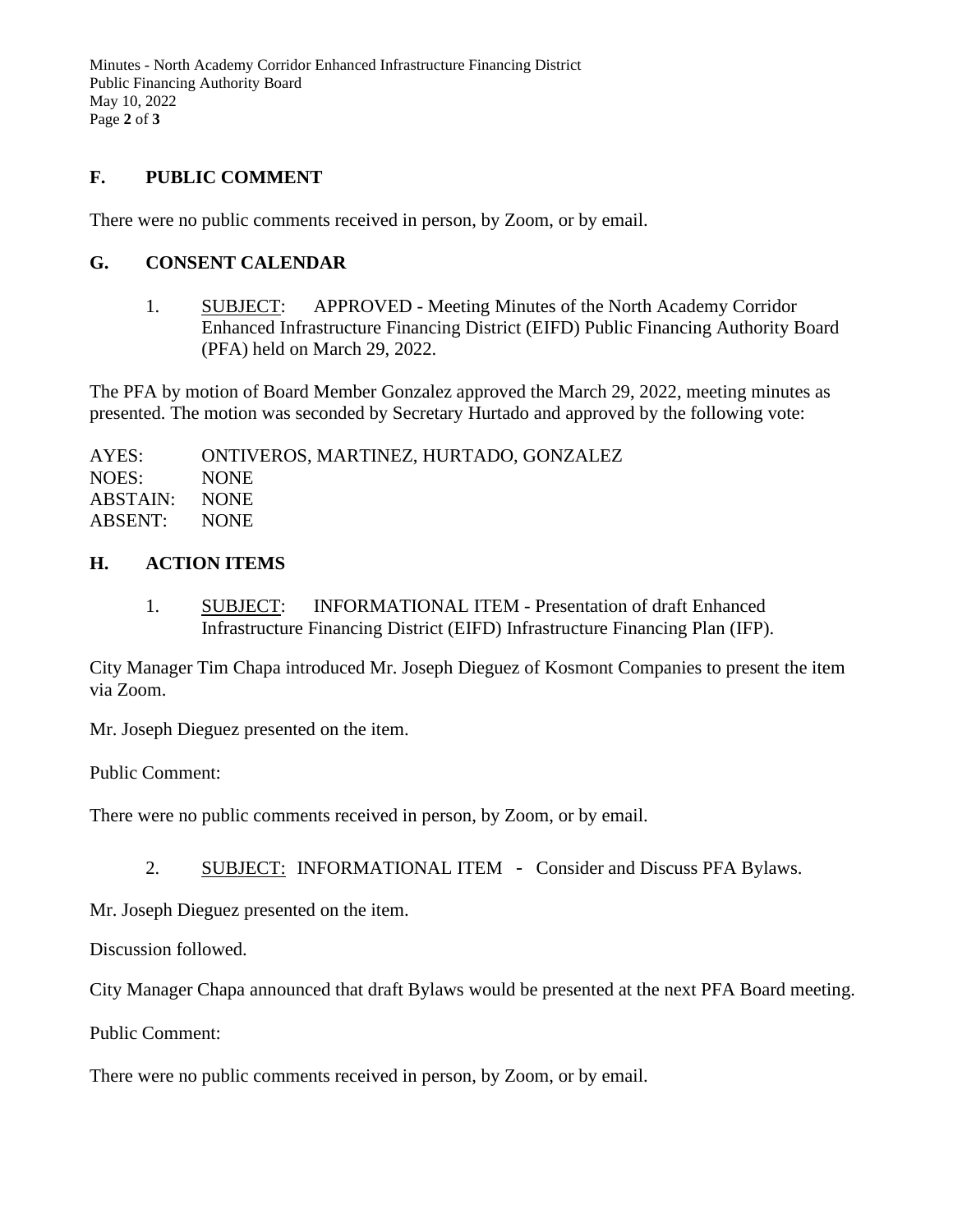## F. PUBLIC COMMENT

There were no public comments received in person, by Zoom, or by email.

## G. CONSENT CALENDAR

1. SUBJECT: APPROVED - Meeting Minutes of the North Academy Corridor Enhanced Infrastructure Financing District (EIFD) Public Financing Authority Board (PFA) held on March 29, 2022.

The PFA by motion of Board Member Gonzalez approved the March 29, 2022, meeting minutes as presented. The motion was seconded by Secretary Hurtado and approved by the following vote:

AYES: ONTIVEROS, MARTINEZ, HURTADO, GONZALEZ
NOES: NONE
ABSTAIN: NONE
ABSENT: NONE

## H. ACTION ITEMS

1. SUBJECT: INFORMATIONAL ITEM - Presentation of draft Enhanced Infrastructure Financing District (EIFD) Infrastructure Financing Plan (IFP).

City Manager Tim Chapa introduced Mr. Joseph Dieguez of Kosmont Companies to present the item via Zoom.

Mr. Joseph Dieguez presented on the item.

Public Comment:

There were no public comments received in person, by Zoom, or by email.

2. SUBJECT: INFORMATIONAL ITEM - Consider and Discuss PFA Bylaws.

Mr. Joseph Dieguez presented on the item.

Discussion followed.

City Manager Chapa announced that draft Bylaws would be presented at the next PFA Board meeting.

Public Comment:

There were no public comments received in person, by Zoom, or by email.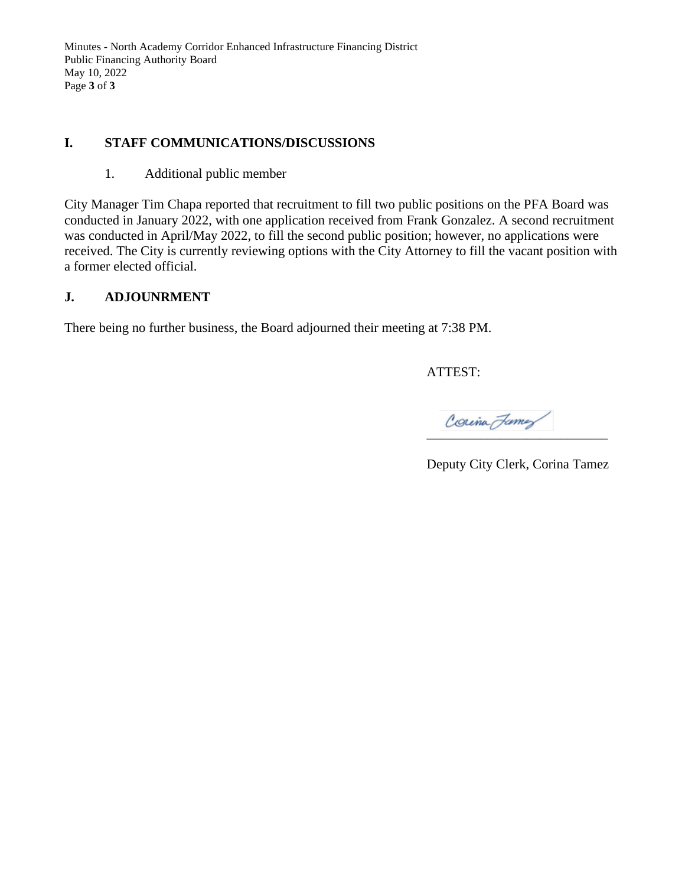## I. STAFF COMMUNICATIONS/DISCUSSIONS

1. Additional public member

City Manager Tim Chapa reported that recruitment to fill two public positions on the PFA Board was conducted in January 2022, with one application received from Frank Gonzalez. A second recruitment was conducted in April/May 2022, to fill the second public position; however, no applications were received. The City is currently reviewing options with the City Attorney to fill the vacant position with a former elected official.

## J. ADJOUNRMENT

There being no further business, the Board adjourned their meeting at 7:38 PM.

ATTEST:

Corina Tamez

\_\_\_\_\_\_\_\_\_\_\_\_\_\_\_\_\_\_\_\_\_\_\_\_\_\_\_\_

Deputy City Clerk, Corina Tamez